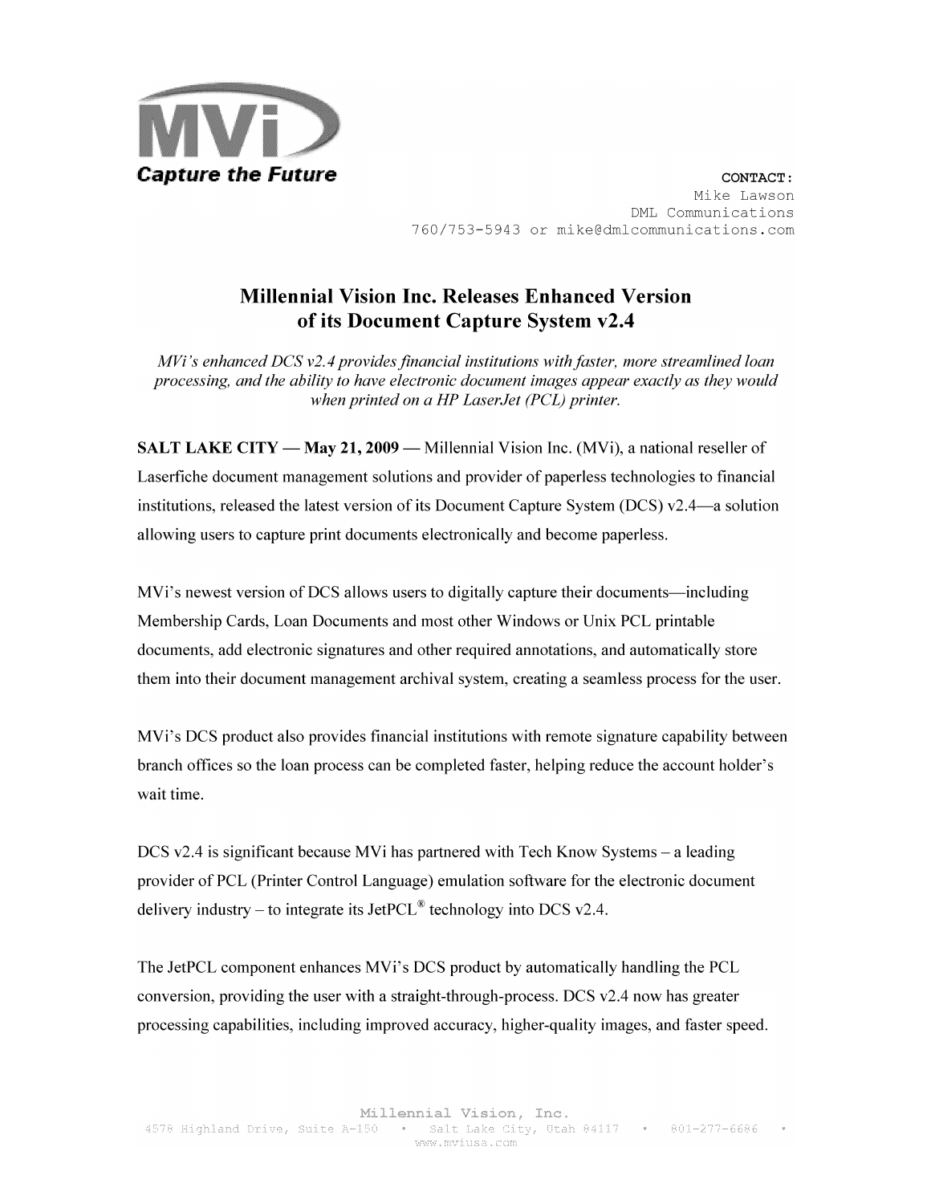**Capture the Future**

CONTACT:
Mike Lawson
DML Communications
760/753-5943 or mike@dmlcommunications.com

# Millennial Vision Inc. Releases Enhanced Version of its Document Capture System v2.4

*MVi's enhanced DCS v2.4 provides financial institutions with faster, more streamlined loan processing, and the ability to have electronic document images appear exactly as they would when printed on a HP LaserJet (PCL) printer.*

**SALT LAKE CITY — May 21, 2009 —** Millennial Vision Inc. (MVi), a national reseller of Laserfiche document management solutions and provider of paperless technologies to financial institutions, released the latest version of its Document Capture System (DCS) v2.4—a solution allowing users to capture print documents electronically and become paperless.

MVi's newest version of DCS allows users to digitally capture their documents—including Membership Cards, Loan Documents and most other Windows or Unix PCL printable documents, add electronic signatures and other required annotations, and automatically store them into their document management archival system, creating a seamless process for the user.

MVi's DCS product also provides financial institutions with remote signature capability between branch offices so the loan process can be completed faster, helping reduce the account holder's wait time.

DCS v2.4 is significant because MVi has partnered with Tech Know Systems – a leading provider of PCL (Printer Control Language) emulation software for the electronic document delivery industry – to integrate its JetPCL® technology into DCS v2.4.

The JetPCL component enhances MVi's DCS product by automatically handling the PCL conversion, providing the user with a straight-through-process. DCS v2.4 now has greater processing capabilities, including improved accuracy, higher-quality images, and faster speed.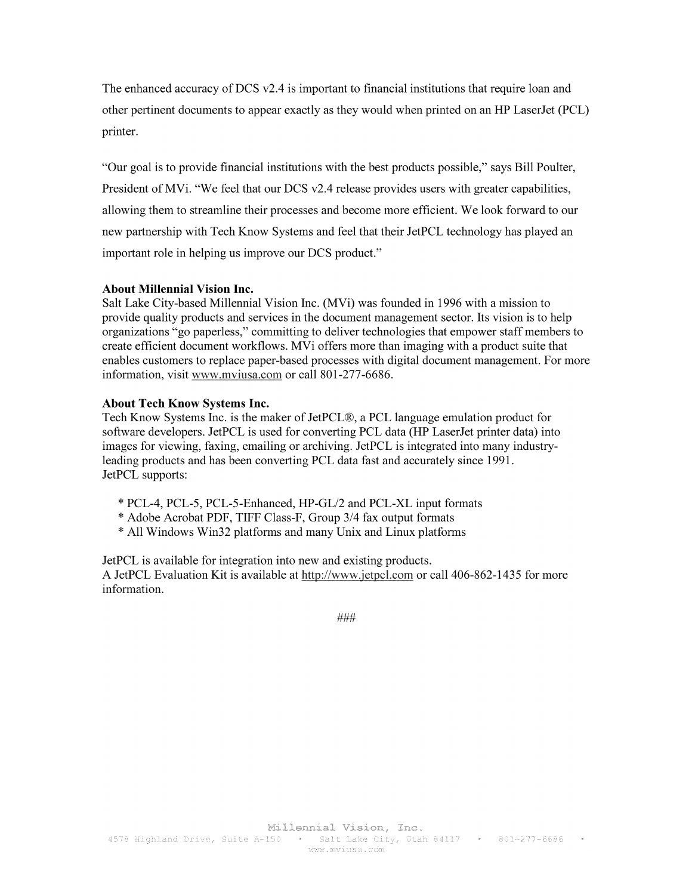The enhanced accuracy of DCS v2.4 is important to financial institutions that require loan and other pertinent documents to appear exactly as they would when printed on an HP LaserJet (PCL) printer.

"Our goal is to provide financial institutions with the best products possible," says Bill Poulter, President of MVi. "We feel that our DCS v2.4 release provides users with greater capabilities, allowing them to streamline their processes and become more efficient. We look forward to our new partnership with Tech Know Systems and feel that their JetPCL technology has played an important role in helping us improve our DCS product."

**About Millennial Vision Inc.**
Salt Lake City-based Millennial Vision Inc. (MVi) was founded in 1996 with a mission to provide quality products and services in the document management sector. Its vision is to help organizations "go paperless," committing to deliver technologies that empower staff members to create efficient document workflows. MVi offers more than imaging with a product suite that enables customers to replace paper-based processes with digital document management. For more information, visit www.mviusa.com or call 801-277-6686.

**About Tech Know Systems Inc.**
Tech Know Systems Inc. is the maker of JetPCL®, a PCL language emulation product for software developers. JetPCL is used for converting PCL data (HP LaserJet printer data) into images for viewing, faxing, emailing or archiving. JetPCL is integrated into many industry-leading products and has been converting PCL data fast and accurately since 1991.
JetPCL supports:

* PCL-4, PCL-5, PCL-5-Enhanced, HP-GL/2 and PCL-XL input formats
* Adobe Acrobat PDF, TIFF Class-F, Group 3/4 fax output formats
* All Windows Win32 platforms and many Unix and Linux platforms

JetPCL is available for integration into new and existing products.
A JetPCL Evaluation Kit is available at http://www.jetpcl.com or call 406-862-1435 for more information.

###